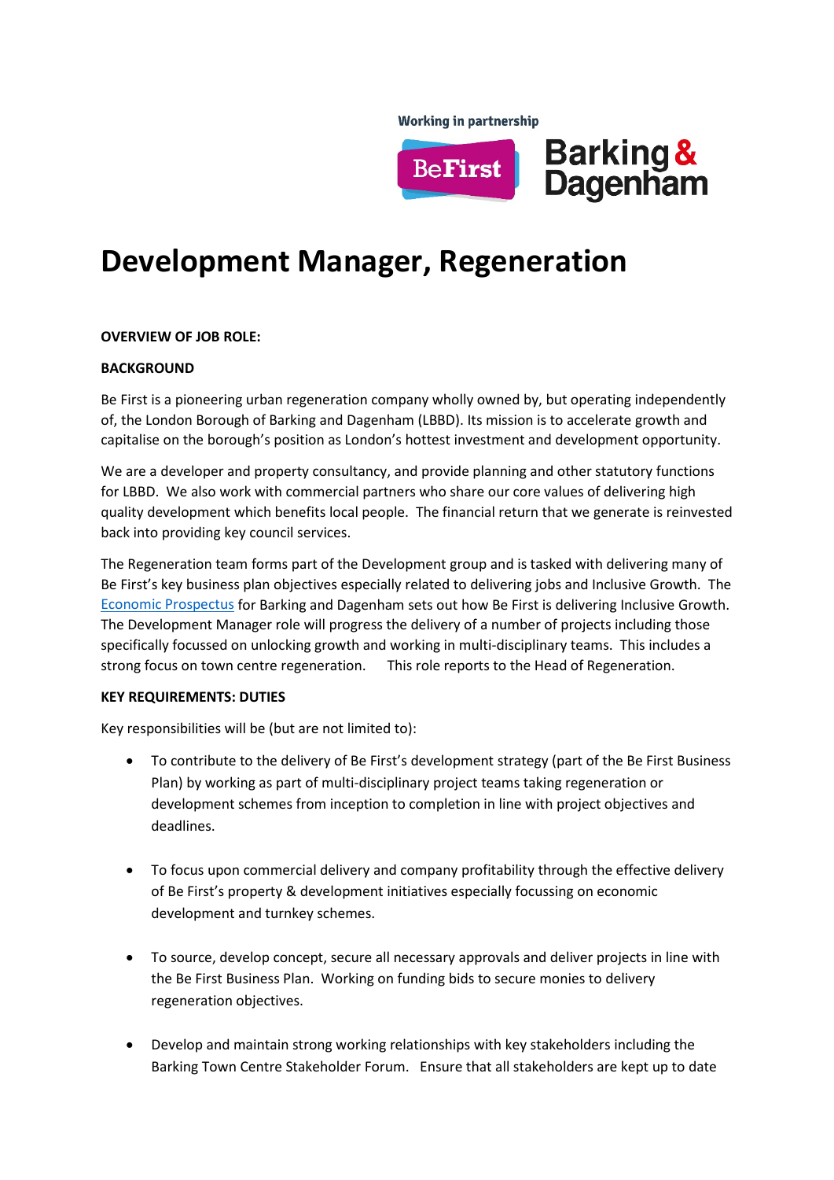Working in partnership

BeFirst | Barking & Dagenham

# Development Manager, Regeneration

**OVERVIEW OF JOB ROLE:**

**BACKGROUND**

Be First is a pioneering urban regeneration company wholly owned by, but operating independently of, the London Borough of Barking and Dagenham (LBBD). Its mission is to accelerate growth and capitalise on the borough's position as London's hottest investment and development opportunity.

We are a developer and property consultancy, and provide planning and other statutory functions for LBBD. We also work with commercial partners who share our core values of delivering high quality development which benefits local people. The financial return that we generate is reinvested back into providing key council services.

The Regeneration team forms part of the Development group and is tasked with delivering many of Be First's key business plan objectives especially related to delivering jobs and Inclusive Growth. The Economic Prospectus for Barking and Dagenham sets out how Be First is delivering Inclusive Growth. The Development Manager role will progress the delivery of a number of projects including those specifically focussed on unlocking growth and working in multi-disciplinary teams. This includes a strong focus on town centre regeneration. This role reports to the Head of Regeneration.

**KEY REQUIREMENTS: DUTIES**

Key responsibilities will be (but are not limited to):

- To contribute to the delivery of Be First's development strategy (part of the Be First Business Plan) by working as part of multi-disciplinary project teams taking regeneration or development schemes from inception to completion in line with project objectives and deadlines.

- To focus upon commercial delivery and company profitability through the effective delivery of Be First's property & development initiatives especially focussing on economic development and turnkey schemes.

- To source, develop concept, secure all necessary approvals and deliver projects in line with the Be First Business Plan. Working on funding bids to secure monies to delivery regeneration objectives.

- Develop and maintain strong working relationships with key stakeholders including the Barking Town Centre Stakeholder Forum. Ensure that all stakeholders are kept up to date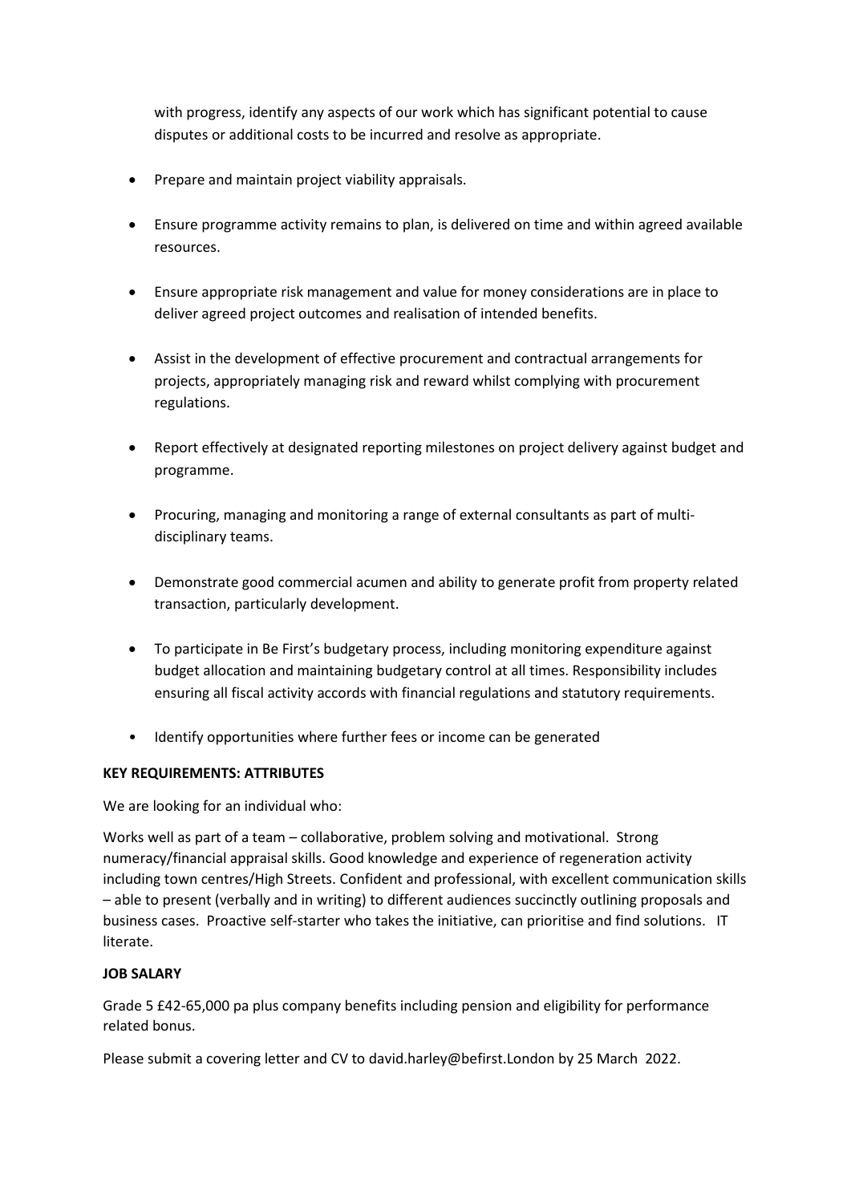with progress, identify any aspects of our work which has significant potential to cause disputes or additional costs to be incurred and resolve as appropriate.

- Prepare and maintain project viability appraisals.
- Ensure programme activity remains to plan, is delivered on time and within agreed available resources.
- Ensure appropriate risk management and value for money considerations are in place to deliver agreed project outcomes and realisation of intended benefits.
- Assist in the development of effective procurement and contractual arrangements for projects, appropriately managing risk and reward whilst complying with procurement regulations.
- Report effectively at designated reporting milestones on project delivery against budget and programme.
- Procuring, managing and monitoring a range of external consultants as part of multi-disciplinary teams.
- Demonstrate good commercial acumen and ability to generate profit from property related transaction, particularly development.
- To participate in Be First's budgetary process, including monitoring expenditure against budget allocation and maintaining budgetary control at all times. Responsibility includes ensuring all fiscal activity accords with financial regulations and statutory requirements.
- Identify opportunities where further fees or income can be generated

**KEY REQUIREMENTS: ATTRIBUTES**

We are looking for an individual who:

Works well as part of a team – collaborative, problem solving and motivational. Strong numeracy/financial appraisal skills. Good knowledge and experience of regeneration activity including town centres/High Streets. Confident and professional, with excellent communication skills – able to present (verbally and in writing) to different audiences succinctly outlining proposals and business cases. Proactive self-starter who takes the initiative, can prioritise and find solutions. IT literate.

**JOB SALARY**

Grade 5 £42-65,000 pa plus company benefits including pension and eligibility for performance related bonus.

Please submit a covering letter and CV to david.harley@befirst.London by 25 March 2022.